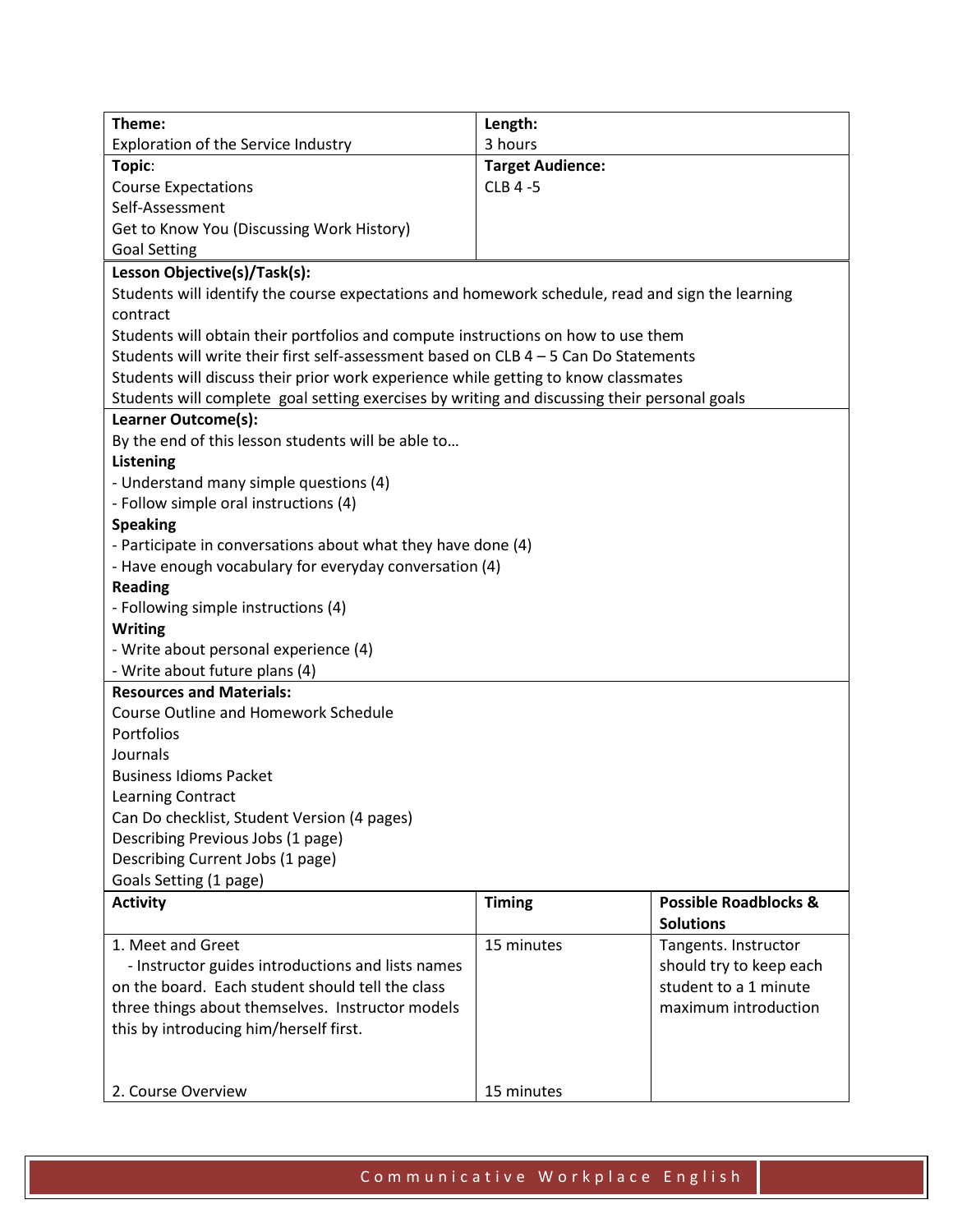| | |
|---|---|
| **Theme:**<br>Exploration of the Service Industry | **Length:**<br>3 hours |
| **Topic**:<br>Course Expectations<br>Self-Assessment<br>Get to Know You (Discussing Work History)<br>Goal Setting | **Target Audience:**<br>CLB 4 -5 |

**Lesson Objective(s)/Task(s):**

Students will identify the course expectations and homework schedule, read and sign the learning contract

Students will obtain their portfolios and compute instructions on how to use them

Students will write their first self-assessment based on CLB 4 – 5 Can Do Statements

Students will discuss their prior work experience while getting to know classmates

Students will complete goal setting exercises by writing and discussing their personal goals

**Learner Outcome(s):**

By the end of this lesson students will be able to…

**Listening**

- Understand many simple questions (4)
- Follow simple oral instructions (4)

**Speaking**

- Participate in conversations about what they have done (4)
- Have enough vocabulary for everyday conversation (4)

**Reading**

- Following simple instructions (4)

**Writing**

- Write about personal experience (4)
- Write about future plans (4)

**Resources and Materials:**

Course Outline and Homework Schedule
Portfolios
Journals
Business Idioms Packet
Learning Contract
Can Do checklist, Student Version (4 pages)
Describing Previous Jobs (1 page)
Describing Current Jobs (1 page)
Goals Setting (1 page)

| **Activity** | **Timing** | **Possible Roadblocks & Solutions** |
|---|---|---|
| 1. Meet and Greet<br>- Instructor guides introductions and lists names on the board. Each student should tell the class three things about themselves. Instructor models this by introducing him/herself first. | 15 minutes | Tangents. Instructor should try to keep each student to a 1 minute maximum introduction |
| 2. Course Overview | 15 minutes | |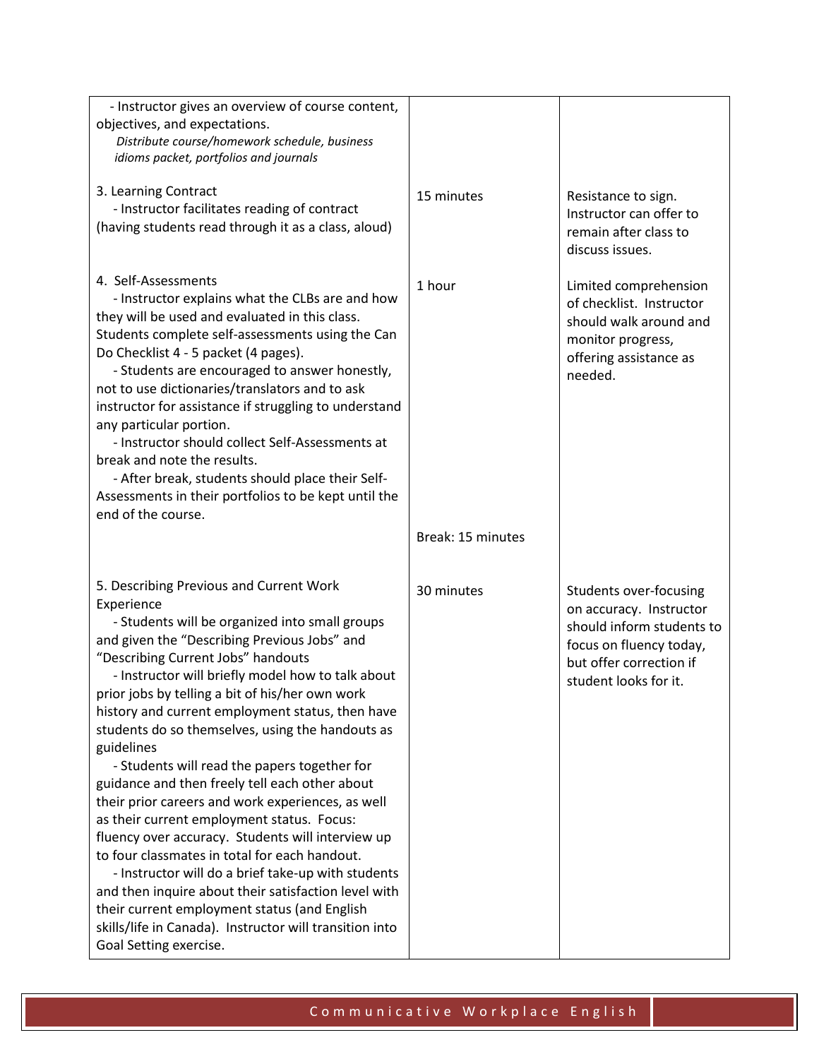| | | |
|---|---|---|
| - Instructor gives an overview of course content, objectives, and expectations. *Distribute course/homework schedule, business idioms packet, portfolios and journals* | | |
| 3. Learning Contract<br>- Instructor facilitates reading of contract (having students read through it as a class, aloud) | 15 minutes | Resistance to sign. Instructor can offer to remain after class to discuss issues. |
| 4. Self-Assessments<br>- Instructor explains what the CLBs are and how they will be used and evaluated in this class. Students complete self-assessments using the Can Do Checklist 4 - 5 packet (4 pages).<br>- Students are encouraged to answer honestly, not to use dictionaries/translators and to ask instructor for assistance if struggling to understand any particular portion.<br>- Instructor should collect Self-Assessments at break and note the results.<br>- After break, students should place their Self-Assessments in their portfolios to be kept until the end of the course. | 1 hour | Limited comprehension of checklist. Instructor should walk around and monitor progress, offering assistance as needed. |
| | Break: 15 minutes | |
| 5. Describing Previous and Current Work Experience<br>- Students will be organized into small groups and given the "Describing Previous Jobs" and "Describing Current Jobs" handouts<br>- Instructor will briefly model how to talk about prior jobs by telling a bit of his/her own work history and current employment status, then have students do so themselves, using the handouts as guidelines<br>- Students will read the papers together for guidance and then freely tell each other about their prior careers and work experiences, as well as their current employment status. Focus: fluency over accuracy. Students will interview up to four classmates in total for each handout.<br>- Instructor will do a brief take-up with students and then inquire about their satisfaction level with their current employment status (and English skills/life in Canada). Instructor will transition into Goal Setting exercise. | 30 minutes | Students over-focusing on accuracy. Instructor should inform students to focus on fluency today, but offer correction if student looks for it. |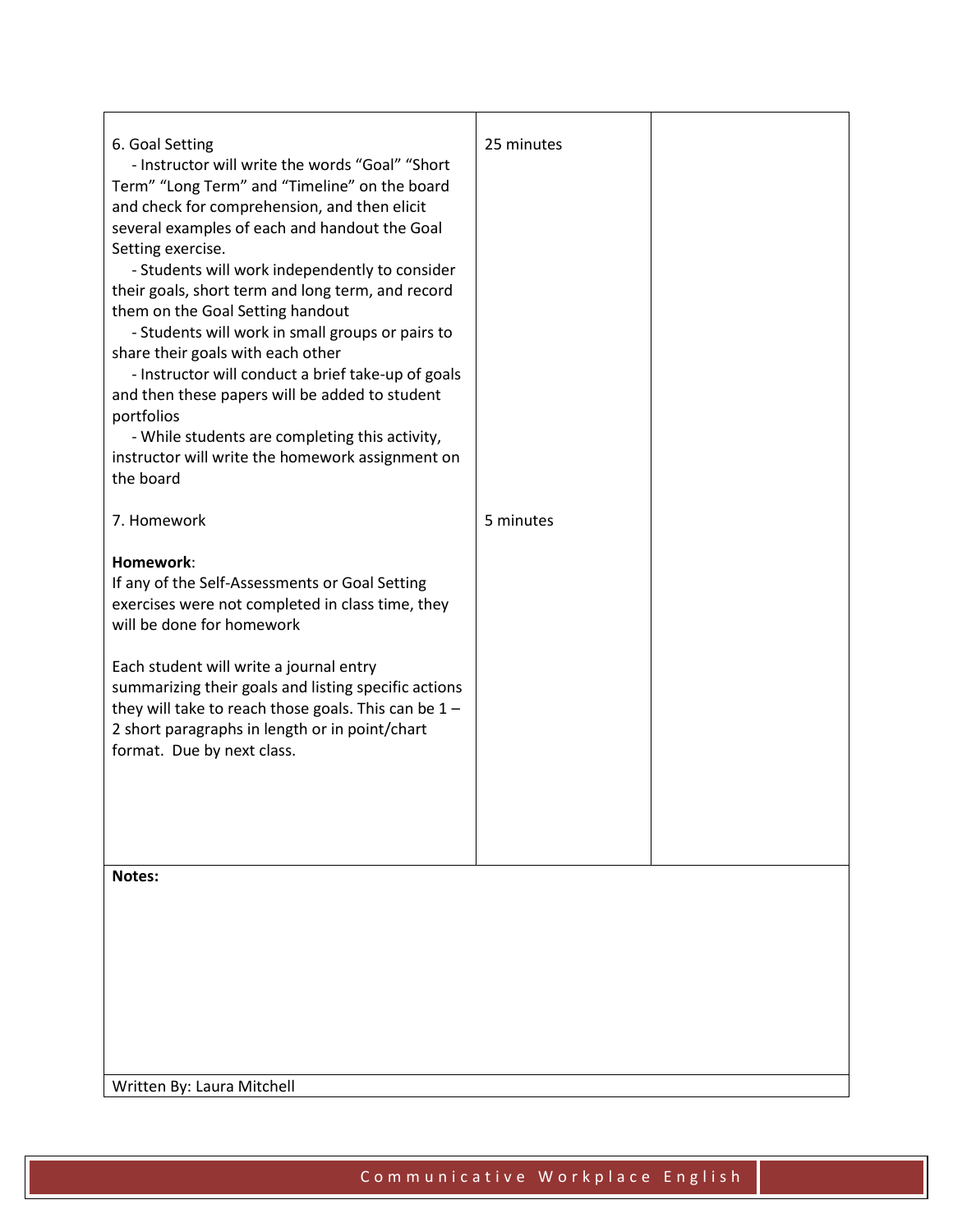| | | |
|---|---|---|
| 6. Goal Setting<br>- Instructor will write the words "Goal" "Short Term" "Long Term" and "Timeline" on the board and check for comprehension, and then elicit several examples of each and handout the Goal Setting exercise.<br>- Students will work independently to consider their goals, short term and long term, and record them on the Goal Setting handout<br>- Students will work in small groups or pairs to share their goals with each other<br>- Instructor will conduct a brief take-up of goals and then these papers will be added to student portfolios<br>- While students are completing this activity, instructor will write the homework assignment on the board | 25 minutes | |
| 7. Homework<br><br>**Homework**:<br>If any of the Self-Assessments or Goal Setting exercises were not completed in class time, they will be done for homework<br><br>Each student will write a journal entry summarizing their goals and listing specific actions they will take to reach those goals. This can be 1 – 2 short paragraphs in length or in point/chart format. Due by next class. | 5 minutes | |

**Notes:**

Written By: Laura Mitchell